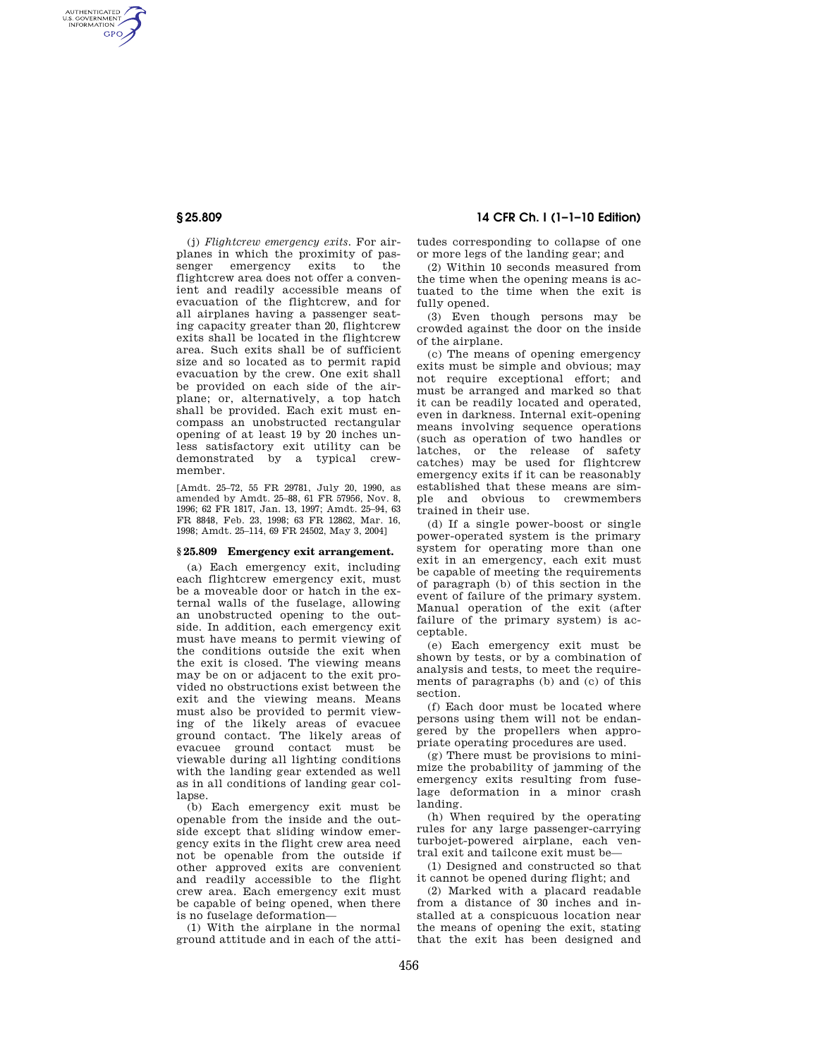(j) *Flightcrew emergency exits.* For airplanes in which the proximity of passenger emergency exits to the flightcrew area does not offer a convenient and readily accessible means of evacuation of the flightcrew, and for all airplanes having a passenger seating capacity greater than 20, flightcrew exits shall be located in the flightcrew area. Such exits shall be of sufficient size and so located as to permit rapid evacuation by the crew. One exit shall be provided on each side of the airplane; or, alternatively, a top hatch shall be provided. Each exit must encompass an unobstructed rectangular opening of at least 19 by 20 inches unless satisfactory exit utility can be demonstrated by a typical crewmember.

[Amdt. 25–72, 55 FR 29781, July 20, 1990, as amended by Amdt. 25–88, 61 FR 57956, Nov. 8, 1996; 62 FR 1817, Jan. 13, 1997; Amdt. 25–94, 63 FR 8848, Feb. 23, 1998; 63 FR 12862, Mar. 16, 1998; Amdt. 25–114, 69 FR 24502, May 3, 2004]

## § 25.809 Emergency exit arrangement.

(a) Each emergency exit, including each flightcrew emergency exit, must be a moveable door or hatch in the external walls of the fuselage, allowing an unobstructed opening to the outside. In addition, each emergency exit must have means to permit viewing of the conditions outside the exit when the exit is closed. The viewing means may be on or adjacent to the exit provided no obstructions exist between the exit and the viewing means. Means must also be provided to permit viewing of the likely areas of evacuee ground contact. The likely areas of evacuee ground contact must be viewable during all lighting conditions with the landing gear extended as well as in all conditions of landing gear collapse.

(b) Each emergency exit must be openable from the inside and the outside except that sliding window emergency exits in the flight crew area need not be openable from the outside if other approved exits are convenient and readily accessible to the flight crew area. Each emergency exit must be capable of being opened, when there is no fuselage deformation—

(1) With the airplane in the normal ground attitude and in each of the attitudes corresponding to collapse of one or more legs of the landing gear; and

(2) Within 10 seconds measured from the time when the opening means is actuated to the time when the exit is fully opened.

(3) Even though persons may be crowded against the door on the inside of the airplane.

(c) The means of opening emergency exits must be simple and obvious; may not require exceptional effort; and must be arranged and marked so that it can be readily located and operated, even in darkness. Internal exit-opening means involving sequence operations (such as operation of two handles or latches, or the release of safety catches) may be used for flightcrew emergency exits if it can be reasonably established that these means are simple and obvious to crewmembers trained in their use.

(d) If a single power-boost or single power-operated system is the primary system for operating more than one exit in an emergency, each exit must be capable of meeting the requirements of paragraph (b) of this section in the event of failure of the primary system. Manual operation of the exit (after failure of the primary system) is acceptable.

(e) Each emergency exit must be shown by tests, or by a combination of analysis and tests, to meet the requirements of paragraphs (b) and (c) of this section.

(f) Each door must be located where persons using them will not be endangered by the propellers when appropriate operating procedures are used.

(g) There must be provisions to minimize the probability of jamming of the emergency exits resulting from fuselage deformation in a minor crash landing.

(h) When required by the operating rules for any large passenger-carrying turbojet-powered airplane, each ventral exit and tailcone exit must be—

(1) Designed and constructed so that it cannot be opened during flight; and

(2) Marked with a placard readable from a distance of 30 inches and installed at a conspicuous location near the means of opening the exit, stating that the exit has been designed and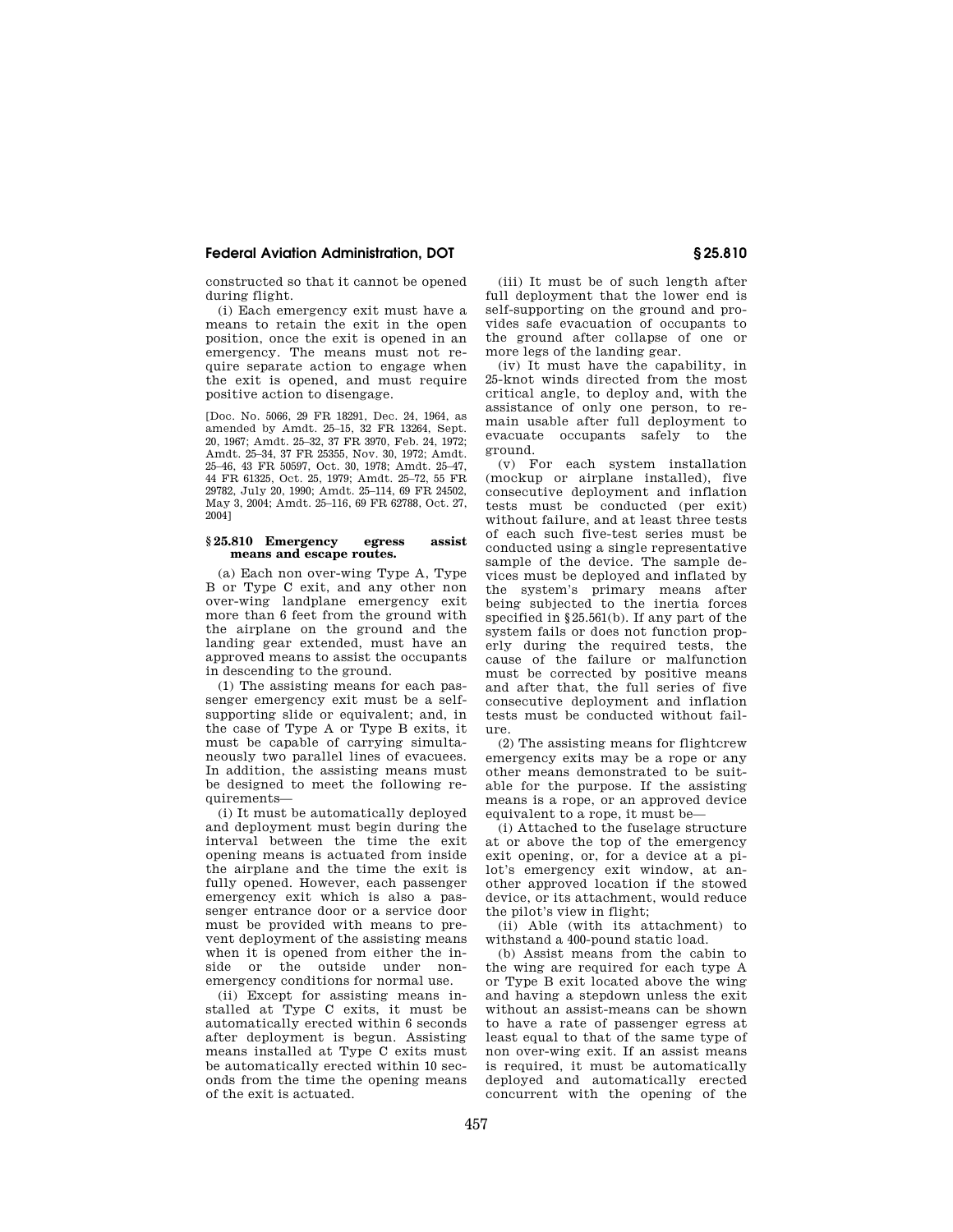constructed so that it cannot be opened during flight.

(i) Each emergency exit must have a means to retain the exit in the open position, once the exit is opened in an emergency. The means must not require separate action to engage when the exit is opened, and must require positive action to disengage.

[Doc. No. 5066, 29 FR 18291, Dec. 24, 1964, as amended by Amdt. 25–15, 32 FR 13264, Sept. 20, 1967; Amdt. 25–32, 37 FR 3970, Feb. 24, 1972; Amdt. 25–34, 37 FR 25355, Nov. 30, 1972; Amdt. 25–46, 43 FR 50597, Oct. 30, 1978; Amdt. 25–47, 44 FR 61325, Oct. 25, 1979; Amdt. 25–72, 55 FR 29782, July 20, 1990; Amdt. 25–114, 69 FR 24502, May 3, 2004; Amdt. 25–116, 69 FR 62788, Oct. 27, 2004]

### § 25.810 Emergency egress assist means and escape routes.

(a) Each non over-wing Type A, Type B or Type C exit, and any other non over-wing landplane emergency exit more than 6 feet from the ground with the airplane on the ground and the landing gear extended, must have an approved means to assist the occupants in descending to the ground.

(1) The assisting means for each passenger emergency exit must be a self-supporting slide or equivalent; and, in the case of Type A or Type B exits, it must be capable of carrying simultaneously two parallel lines of evacuees. In addition, the assisting means must be designed to meet the following requirements—

(i) It must be automatically deployed and deployment must begin during the interval between the time the exit opening means is actuated from inside the airplane and the time the exit is fully opened. However, each passenger emergency exit which is also a passenger entrance door or a service door must be provided with means to prevent deployment of the assisting means when it is opened from either the inside or the outside under non-emergency conditions for normal use.

(ii) Except for assisting means installed at Type C exits, it must be automatically erected within 6 seconds after deployment is begun. Assisting means installed at Type C exits must be automatically erected within 10 seconds from the time the opening means of the exit is actuated.

(iii) It must be of such length after full deployment that the lower end is self-supporting on the ground and provides safe evacuation of occupants to the ground after collapse of one or more legs of the landing gear.

(iv) It must have the capability, in 25-knot winds directed from the most critical angle, to deploy and, with the assistance of only one person, to remain usable after full deployment to evacuate occupants safely to the ground.

(v) For each system installation (mockup or airplane installed), five consecutive deployment and inflation tests must be conducted (per exit) without failure, and at least three tests of each such five-test series must be conducted using a single representative sample of the device. The sample devices must be deployed and inflated by the system's primary means after being subjected to the inertia forces specified in § 25.561(b). If any part of the system fails or does not function properly during the required tests, the cause of the failure or malfunction must be corrected by positive means and after that, the full series of five consecutive deployment and inflation tests must be conducted without failure.

(2) The assisting means for flightcrew emergency exits may be a rope or any other means demonstrated to be suitable for the purpose. If the assisting means is a rope, or an approved device equivalent to a rope, it must be—

(i) Attached to the fuselage structure at or above the top of the emergency exit opening, or, for a device at a pilot's emergency exit window, at another approved location if the stowed device, or its attachment, would reduce the pilot's view in flight;

(ii) Able (with its attachment) to withstand a 400-pound static load.

(b) Assist means from the cabin to the wing are required for each type A or Type B exit located above the wing and having a stepdown unless the exit without an assist-means can be shown to have a rate of passenger egress at least equal to that of the same type of non over-wing exit. If an assist means is required, it must be automatically deployed and automatically erected concurrent with the opening of the